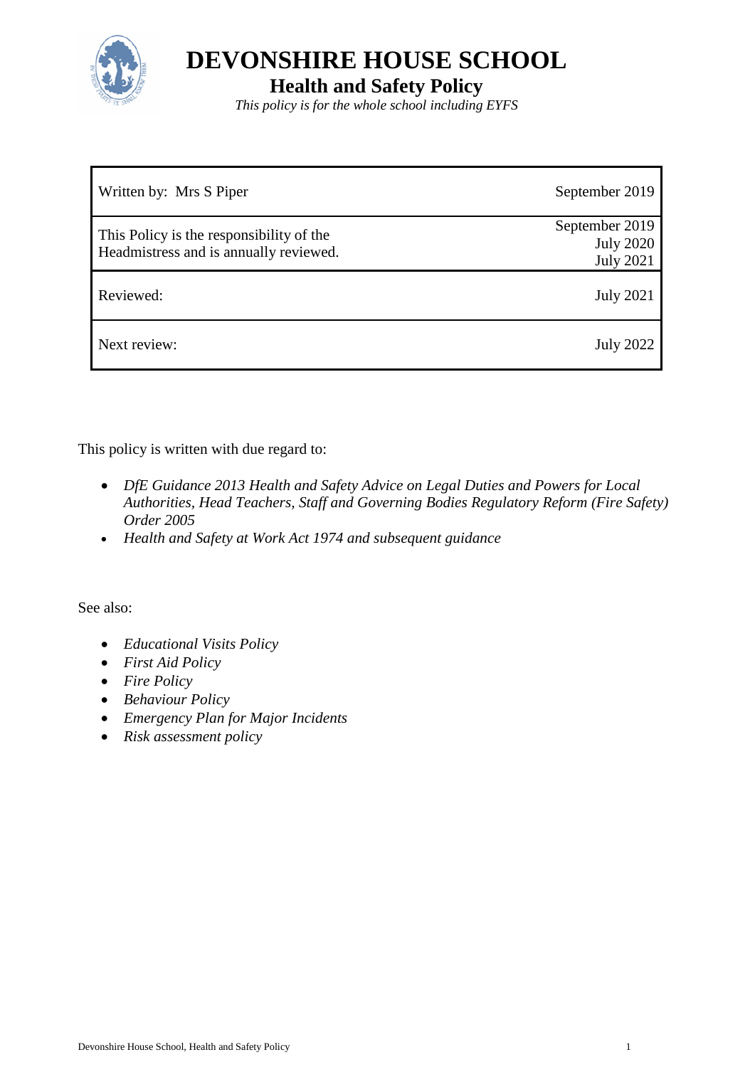# DEVONSHIRE HOUSE SCHOOL

## Health and Safety Policy

*This policy is for the whole school including EYFS*

| | |
|---|---|
| Written by: Mrs S Piper | September 2019 |
| This Policy is the responsibility of the Headmistress and is annually reviewed. | September 2019<br>July 2020<br>July 2021 |
| Reviewed: | July 2021 |
| Next review: | July 2022 |

This policy is written with due regard to:

- *DfE Guidance 2013 Health and Safety Advice on Legal Duties and Powers for Local Authorities, Head Teachers, Staff and Governing Bodies Regulatory Reform (Fire Safety) Order 2005*
- *Health and Safety at Work Act 1974 and subsequent guidance*

See also:

- *Educational Visits Policy*
- *First Aid Policy*
- *Fire Policy*
- *Behaviour Policy*
- *Emergency Plan for Major Incidents*
- *Risk assessment policy*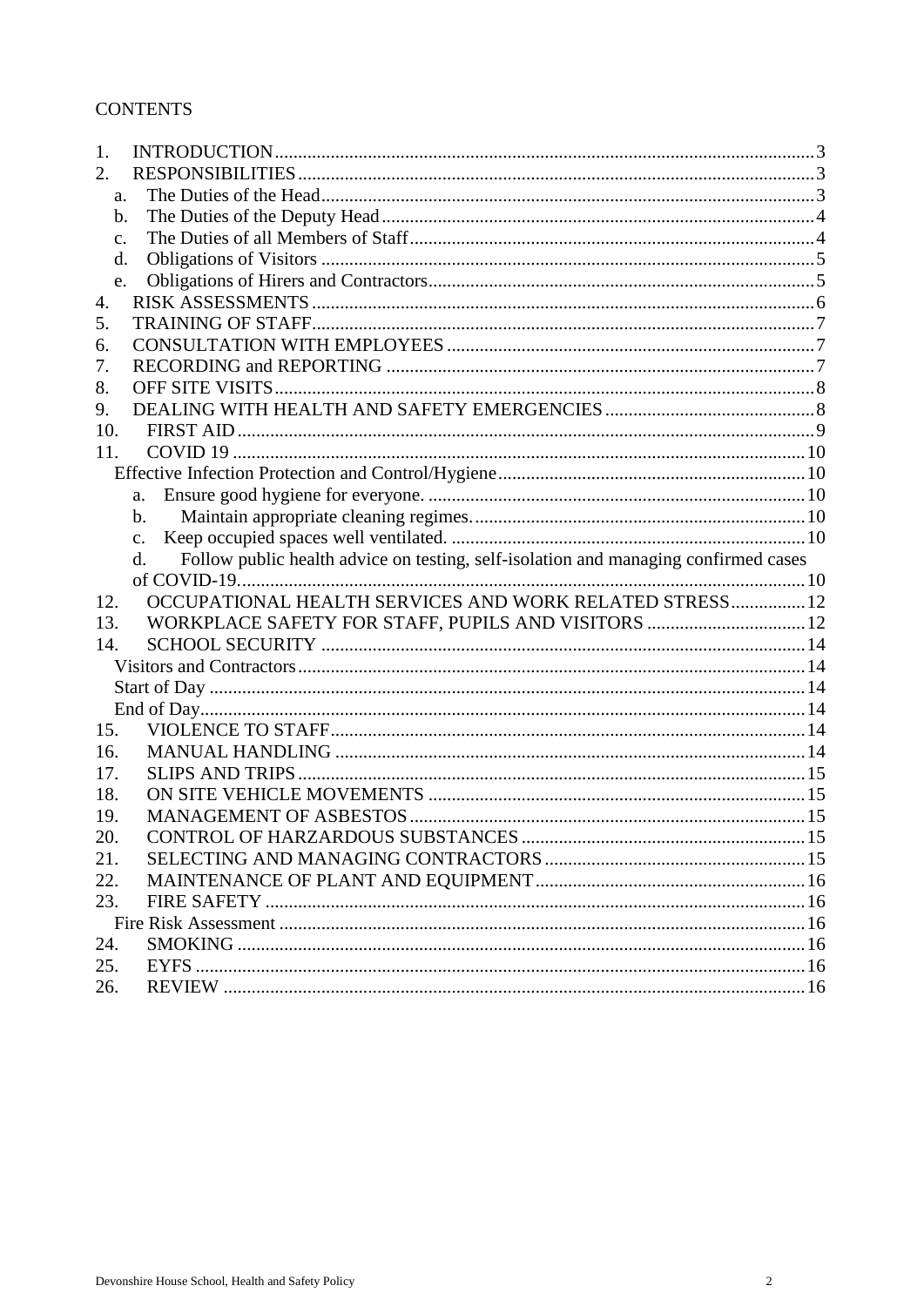CONTENTS

1. INTRODUCTION.....3
2. RESPONSIBILITIES.....3
   a. The Duties of the Head.....3
   b. The Duties of the Deputy Head.....4
   c. The Duties of all Members of Staff.....4
   d. Obligations of Visitors.....5
   e. Obligations of Hirers and Contractors.....5
4. RISK ASSESSMENTS.....6
5. TRAINING OF STAFF.....7
6. CONSULTATION WITH EMPLOYEES.....7
7. RECORDING and REPORTING.....7
8. OFF SITE VISITS.....8
9. DEALING WITH HEALTH AND SAFETY EMERGENCIES.....8
10. FIRST AID.....9
11. COVID 19.....10
    Effective Infection Protection and Control/Hygiene.....10
    a. Ensure good hygiene for everyone.....10
    b. Maintain appropriate cleaning regimes......10
    c. Keep occupied spaces well ventilated......10
    d. Follow public health advice on testing, self-isolation and managing confirmed cases of COVID-19.....10
12. OCCUPATIONAL HEALTH SERVICES AND WORK RELATED STRESS.....12
13. WORKPLACE SAFETY FOR STAFF, PUPILS AND VISITORS.....12
14. SCHOOL SECURITY.....14
    Visitors and Contractors.....14
    Start of Day.....14
    End of Day.....14
15. VIOLENCE TO STAFF.....14
16. MANUAL HANDLING.....14
17. SLIPS AND TRIPS.....15
18. ON SITE VEHICLE MOVEMENTS.....15
19. MANAGEMENT OF ASBESTOS.....15
20. CONTROL OF HARZARDOUS SUBSTANCES.....15
21. SELECTING AND MANAGING CONTRACTORS.....15
22. MAINTENANCE OF PLANT AND EQUIPMENT.....16
23. FIRE SAFETY.....16
    Fire Risk Assessment.....16
24. SMOKING.....16
25. EYFS.....16
26. REVIEW.....16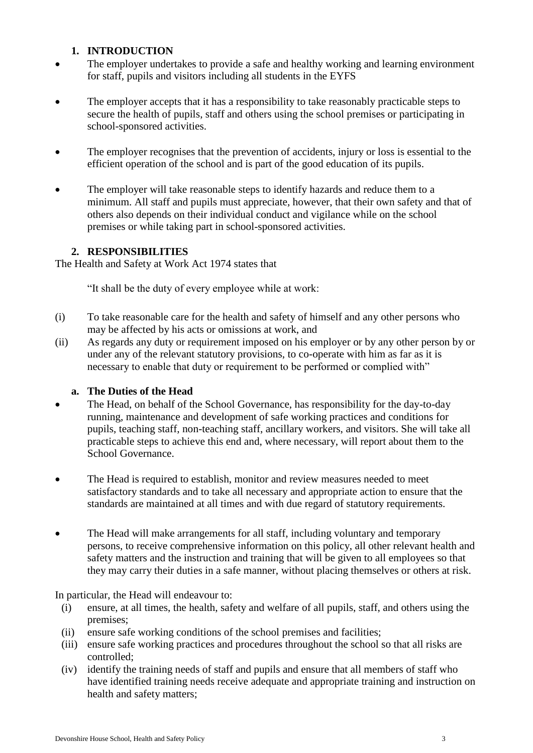## 1. INTRODUCTION

- The employer undertakes to provide a safe and healthy working and learning environment for staff, pupils and visitors including all students in the EYFS
- The employer accepts that it has a responsibility to take reasonably practicable steps to secure the health of pupils, staff and others using the school premises or participating in school-sponsored activities.
- The employer recognises that the prevention of accidents, injury or loss is essential to the efficient operation of the school and is part of the good education of its pupils.
- The employer will take reasonable steps to identify hazards and reduce them to a minimum. All staff and pupils must appreciate, however, that their own safety and that of others also depends on their individual conduct and vigilance while on the school premises or while taking part in school-sponsored activities.

## 2. RESPONSIBILITIES

The Health and Safety at Work Act 1974 states that

> "It shall be the duty of every employee while at work:

(i) To take reasonable care for the health and safety of himself and any other persons who may be affected by his acts or omissions at work, and

(ii) As regards any duty or requirement imposed on his employer or by any other person by or under any of the relevant statutory provisions, to co-operate with him as far as it is necessary to enable that duty or requirement to be performed or complied with"

### a. The Duties of the Head

- The Head, on behalf of the School Governance, has responsibility for the day-to-day running, maintenance and development of safe working practices and conditions for pupils, teaching staff, non-teaching staff, ancillary workers, and visitors. She will take all practicable steps to achieve this end and, where necessary, will report about them to the School Governance.
- The Head is required to establish, monitor and review measures needed to meet satisfactory standards and to take all necessary and appropriate action to ensure that the standards are maintained at all times and with due regard of statutory requirements.
- The Head will make arrangements for all staff, including voluntary and temporary persons, to receive comprehensive information on this policy, all other relevant health and safety matters and the instruction and training that will be given to all employees so that they may carry their duties in a safe manner, without placing themselves or others at risk.

In particular, the Head will endeavour to:

(i) ensure, at all times, the health, safety and welfare of all pupils, staff, and others using the premises;

(ii) ensure safe working conditions of the school premises and facilities;

(iii) ensure safe working practices and procedures throughout the school so that all risks are controlled;

(iv) identify the training needs of staff and pupils and ensure that all members of staff who have identified training needs receive adequate and appropriate training and instruction on health and safety matters;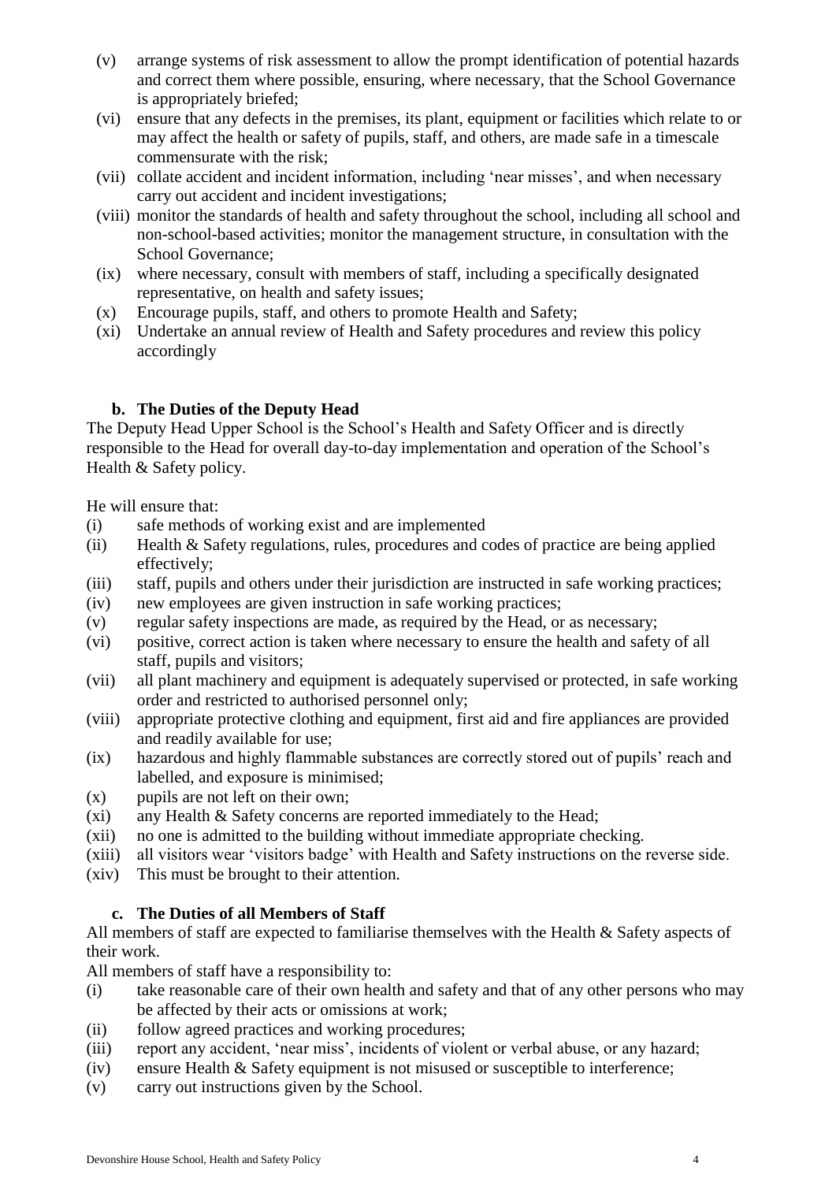(v) arrange systems of risk assessment to allow the prompt identification of potential hazards and correct them where possible, ensuring, where necessary, that the School Governance is appropriately briefed;

(vi) ensure that any defects in the premises, its plant, equipment or facilities which relate to or may affect the health or safety of pupils, staff, and others, are made safe in a timescale commensurate with the risk;

(vii) collate accident and incident information, including 'near misses', and when necessary carry out accident and incident investigations;

(viii) monitor the standards of health and safety throughout the school, including all school and non-school-based activities; monitor the management structure, in consultation with the School Governance;

(ix) where necessary, consult with members of staff, including a specifically designated representative, on health and safety issues;

(x) Encourage pupils, staff, and others to promote Health and Safety;

(xi) Undertake an annual review of Health and Safety procedures and review this policy accordingly

### b. The Duties of the Deputy Head

The Deputy Head Upper School is the School's Health and Safety Officer and is directly responsible to the Head for overall day-to-day implementation and operation of the School's Health & Safety policy.

He will ensure that:

(i) safe methods of working exist and are implemented

(ii) Health & Safety regulations, rules, procedures and codes of practice are being applied effectively;

(iii) staff, pupils and others under their jurisdiction are instructed in safe working practices;

(iv) new employees are given instruction in safe working practices;

(v) regular safety inspections are made, as required by the Head, or as necessary;

(vi) positive, correct action is taken where necessary to ensure the health and safety of all staff, pupils and visitors;

(vii) all plant machinery and equipment is adequately supervised or protected, in safe working order and restricted to authorised personnel only;

(viii) appropriate protective clothing and equipment, first aid and fire appliances are provided and readily available for use;

(ix) hazardous and highly flammable substances are correctly stored out of pupils' reach and labelled, and exposure is minimised;

(x) pupils are not left on their own;

(xi) any Health & Safety concerns are reported immediately to the Head;

(xii) no one is admitted to the building without immediate appropriate checking.

(xiii) all visitors wear 'visitors badge' with Health and Safety instructions on the reverse side.

(xiv) This must be brought to their attention.

### c. The Duties of all Members of Staff

All members of staff are expected to familiarise themselves with the Health & Safety aspects of their work.

All members of staff have a responsibility to:

(i) take reasonable care of their own health and safety and that of any other persons who may be affected by their acts or omissions at work;

(ii) follow agreed practices and working procedures;

(iii) report any accident, 'near miss', incidents of violent or verbal abuse, or any hazard;

(iv) ensure Health & Safety equipment is not misused or susceptible to interference;

(v) carry out instructions given by the School.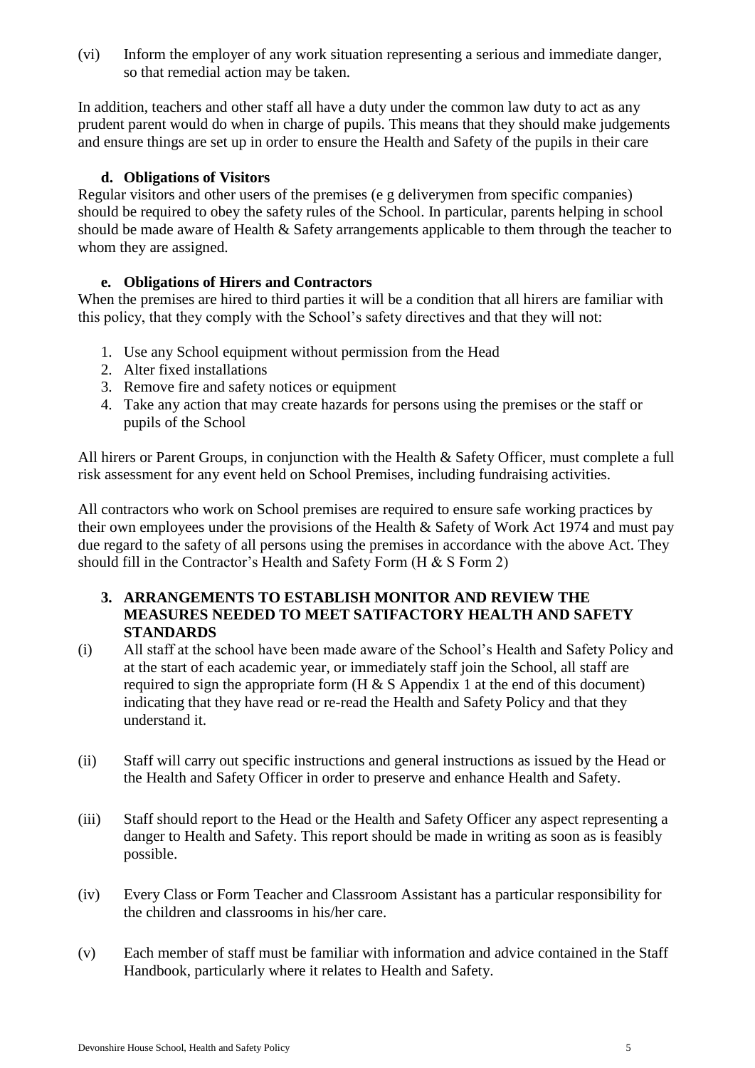(vi) Inform the employer of any work situation representing a serious and immediate danger, so that remedial action may be taken.

In addition, teachers and other staff all have a duty under the common law duty to act as any prudent parent would do when in charge of pupils. This means that they should make judgements and ensure things are set up in order to ensure the Health and Safety of the pupils in their care

### d. Obligations of Visitors

Regular visitors and other users of the premises (e g deliverymen from specific companies) should be required to obey the safety rules of the School. In particular, parents helping in school should be made aware of Health & Safety arrangements applicable to them through the teacher to whom they are assigned.

### e. Obligations of Hirers and Contractors

When the premises are hired to third parties it will be a condition that all hirers are familiar with this policy, that they comply with the School's safety directives and that they will not:

1. Use any School equipment without permission from the Head
2. Alter fixed installations
3. Remove fire and safety notices or equipment
4. Take any action that may create hazards for persons using the premises or the staff or pupils of the School

All hirers or Parent Groups, in conjunction with the Health & Safety Officer, must complete a full risk assessment for any event held on School Premises, including fundraising activities.

All contractors who work on School premises are required to ensure safe working practices by their own employees under the provisions of the Health & Safety of Work Act 1974 and must pay due regard to the safety of all persons using the premises in accordance with the above Act. They should fill in the Contractor's Health and Safety Form (H & S Form 2)

## 3. ARRANGEMENTS TO ESTABLISH MONITOR AND REVIEW THE MEASURES NEEDED TO MEET SATIFACTORY HEALTH AND SAFETY STANDARDS

(i) All staff at the school have been made aware of the School's Health and Safety Policy and at the start of each academic year, or immediately staff join the School, all staff are required to sign the appropriate form (H & S Appendix 1 at the end of this document) indicating that they have read or re-read the Health and Safety Policy and that they understand it.

(ii) Staff will carry out specific instructions and general instructions as issued by the Head or the Health and Safety Officer in order to preserve and enhance Health and Safety.

(iii) Staff should report to the Head or the Health and Safety Officer any aspect representing a danger to Health and Safety. This report should be made in writing as soon as is feasibly possible.

(iv) Every Class or Form Teacher and Classroom Assistant has a particular responsibility for the children and classrooms in his/her care.

(v) Each member of staff must be familiar with information and advice contained in the Staff Handbook, particularly where it relates to Health and Safety.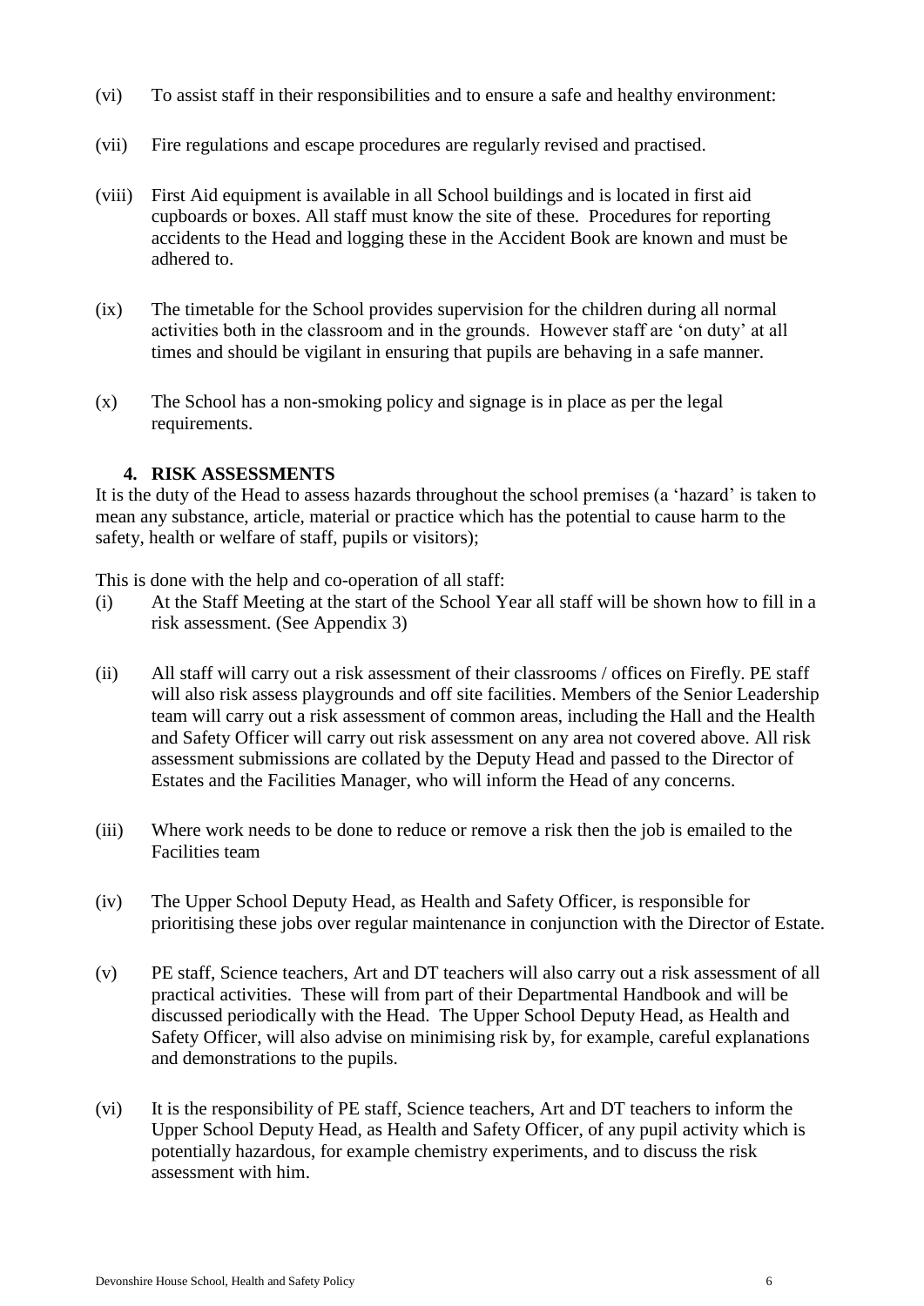(vi) To assist staff in their responsibilities and to ensure a safe and healthy environment:

(vii) Fire regulations and escape procedures are regularly revised and practised.

(viii) First Aid equipment is available in all School buildings and is located in first aid cupboards or boxes. All staff must know the site of these. Procedures for reporting accidents to the Head and logging these in the Accident Book are known and must be adhered to.

(ix) The timetable for the School provides supervision for the children during all normal activities both in the classroom and in the grounds. However staff are 'on duty' at all times and should be vigilant in ensuring that pupils are behaving in a safe manner.

(x) The School has a non-smoking policy and signage is in place as per the legal requirements.

## 4. RISK ASSESSMENTS

It is the duty of the Head to assess hazards throughout the school premises (a 'hazard' is taken to mean any substance, article, material or practice which has the potential to cause harm to the safety, health or welfare of staff, pupils or visitors);

This is done with the help and co-operation of all staff:

(i) At the Staff Meeting at the start of the School Year all staff will be shown how to fill in a risk assessment. (See Appendix 3)

(ii) All staff will carry out a risk assessment of their classrooms / offices on Firefly. PE staff will also risk assess playgrounds and off site facilities. Members of the Senior Leadership team will carry out a risk assessment of common areas, including the Hall and the Health and Safety Officer will carry out risk assessment on any area not covered above. All risk assessment submissions are collated by the Deputy Head and passed to the Director of Estates and the Facilities Manager, who will inform the Head of any concerns.

(iii) Where work needs to be done to reduce or remove a risk then the job is emailed to the Facilities team

(iv) The Upper School Deputy Head, as Health and Safety Officer, is responsible for prioritising these jobs over regular maintenance in conjunction with the Director of Estate.

(v) PE staff, Science teachers, Art and DT teachers will also carry out a risk assessment of all practical activities. These will from part of their Departmental Handbook and will be discussed periodically with the Head. The Upper School Deputy Head, as Health and Safety Officer, will also advise on minimising risk by, for example, careful explanations and demonstrations to the pupils.

(vi) It is the responsibility of PE staff, Science teachers, Art and DT teachers to inform the Upper School Deputy Head, as Health and Safety Officer, of any pupil activity which is potentially hazardous, for example chemistry experiments, and to discuss the risk assessment with him.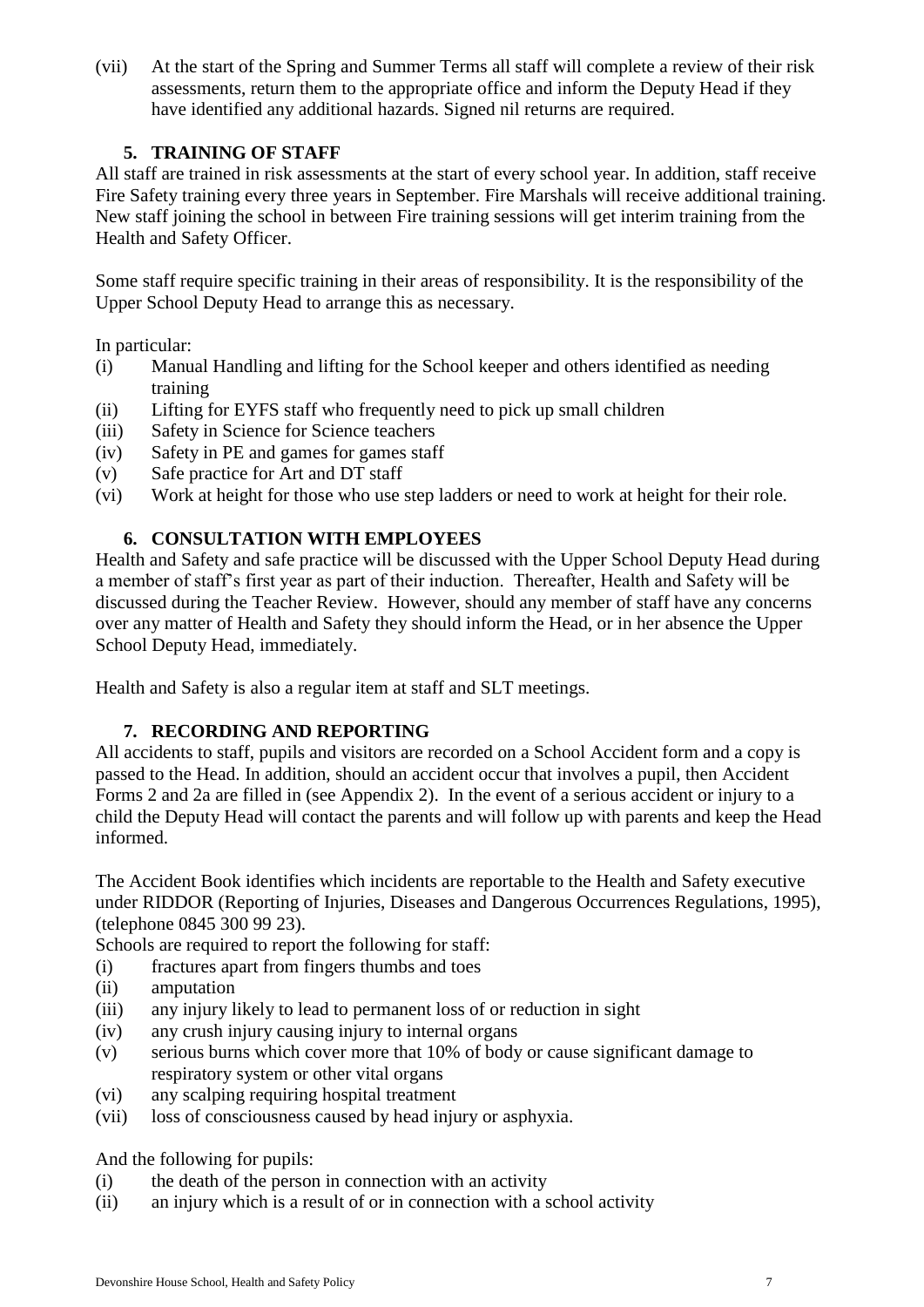(vii) At the start of the Spring and Summer Terms all staff will complete a review of their risk assessments, return them to the appropriate office and inform the Deputy Head if they have identified any additional hazards. Signed nil returns are required.

## 5. TRAINING OF STAFF

All staff are trained in risk assessments at the start of every school year. In addition, staff receive Fire Safety training every three years in September. Fire Marshals will receive additional training. New staff joining the school in between Fire training sessions will get interim training from the Health and Safety Officer.

Some staff require specific training in their areas of responsibility. It is the responsibility of the Upper School Deputy Head to arrange this as necessary.

In particular:

(i) Manual Handling and lifting for the School keeper and others identified as needing training
(ii) Lifting for EYFS staff who frequently need to pick up small children
(iii) Safety in Science for Science teachers
(iv) Safety in PE and games for games staff
(v) Safe practice for Art and DT staff
(vi) Work at height for those who use step ladders or need to work at height for their role.

## 6. CONSULTATION WITH EMPLOYEES

Health and Safety and safe practice will be discussed with the Upper School Deputy Head during a member of staff's first year as part of their induction. Thereafter, Health and Safety will be discussed during the Teacher Review. However, should any member of staff have any concerns over any matter of Health and Safety they should inform the Head, or in her absence the Upper School Deputy Head, immediately.

Health and Safety is also a regular item at staff and SLT meetings.

## 7. RECORDING AND REPORTING

All accidents to staff, pupils and visitors are recorded on a School Accident form and a copy is passed to the Head. In addition, should an accident occur that involves a pupil, then Accident Forms 2 and 2a are filled in (see Appendix 2). In the event of a serious accident or injury to a child the Deputy Head will contact the parents and will follow up with parents and keep the Head informed.

The Accident Book identifies which incidents are reportable to the Health and Safety executive under RIDDOR (Reporting of Injuries, Diseases and Dangerous Occurrences Regulations, 1995), (telephone 0845 300 99 23).

Schools are required to report the following for staff:

(i) fractures apart from fingers thumbs and toes
(ii) amputation
(iii) any injury likely to lead to permanent loss of or reduction in sight
(iv) any crush injury causing injury to internal organs
(v) serious burns which cover more that 10% of body or cause significant damage to respiratory system or other vital organs
(vi) any scalping requiring hospital treatment
(vii) loss of consciousness caused by head injury or asphyxia.

And the following for pupils:

(i) the death of the person in connection with an activity
(ii) an injury which is a result of or in connection with a school activity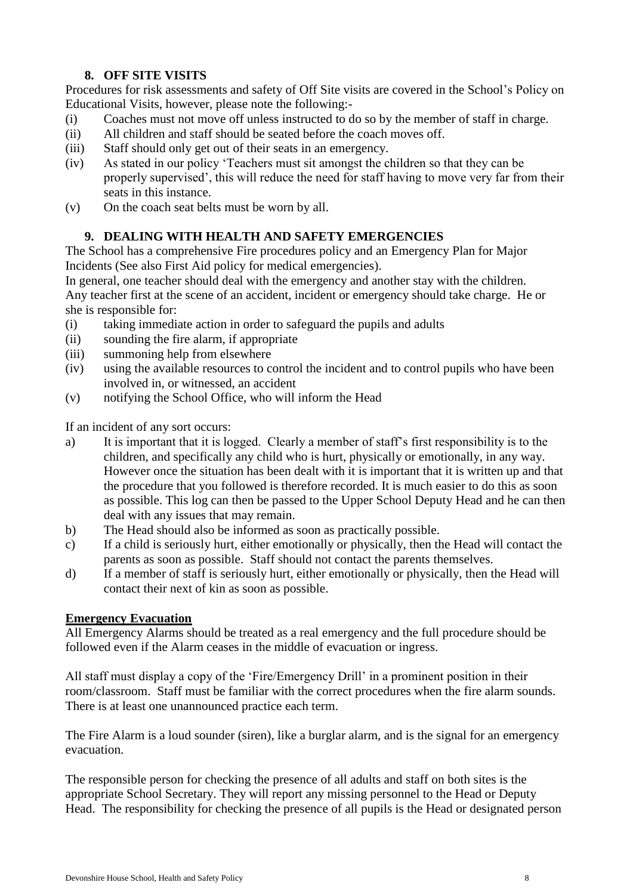## 8. OFF SITE VISITS

Procedures for risk assessments and safety of Off Site visits are covered in the School's Policy on Educational Visits, however, please note the following:-

(i) Coaches must not move off unless instructed to do so by the member of staff in charge.
(ii) All children and staff should be seated before the coach moves off.
(iii) Staff should only get out of their seats in an emergency.
(iv) As stated in our policy 'Teachers must sit amongst the children so that they can be properly supervised', this will reduce the need for staff having to move very far from their seats in this instance.
(v) On the coach seat belts must be worn by all.

## 9. DEALING WITH HEALTH AND SAFETY EMERGENCIES

The School has a comprehensive Fire procedures policy and an Emergency Plan for Major Incidents (See also First Aid policy for medical emergencies).

In general, one teacher should deal with the emergency and another stay with the children. Any teacher first at the scene of an accident, incident or emergency should take charge. He or she is responsible for:

(i) taking immediate action in order to safeguard the pupils and adults
(ii) sounding the fire alarm, if appropriate
(iii) summoning help from elsewhere
(iv) using the available resources to control the incident and to control pupils who have been involved in, or witnessed, an accident
(v) notifying the School Office, who will inform the Head

If an incident of any sort occurs:

a) It is important that it is logged. Clearly a member of staff's first responsibility is to the children, and specifically any child who is hurt, physically or emotionally, in any way. However once the situation has been dealt with it is important that it is written up and that the procedure that you followed is therefore recorded. It is much easier to do this as soon as possible. This log can then be passed to the Upper School Deputy Head and he can then deal with any issues that may remain.
b) The Head should also be informed as soon as practically possible.
c) If a child is seriously hurt, either emotionally or physically, then the Head will contact the parents as soon as possible. Staff should not contact the parents themselves.
d) If a member of staff is seriously hurt, either emotionally or physically, then the Head will contact their next of kin as soon as possible.

**Emergency Evacuation**

All Emergency Alarms should be treated as a real emergency and the full procedure should be followed even if the Alarm ceases in the middle of evacuation or ingress.

All staff must display a copy of the 'Fire/Emergency Drill' in a prominent position in their room/classroom. Staff must be familiar with the correct procedures when the fire alarm sounds. There is at least one unannounced practice each term.

The Fire Alarm is a loud sounder (siren), like a burglar alarm, and is the signal for an emergency evacuation.

The responsible person for checking the presence of all adults and staff on both sites is the appropriate School Secretary. They will report any missing personnel to the Head or Deputy Head. The responsibility for checking the presence of all pupils is the Head or designated person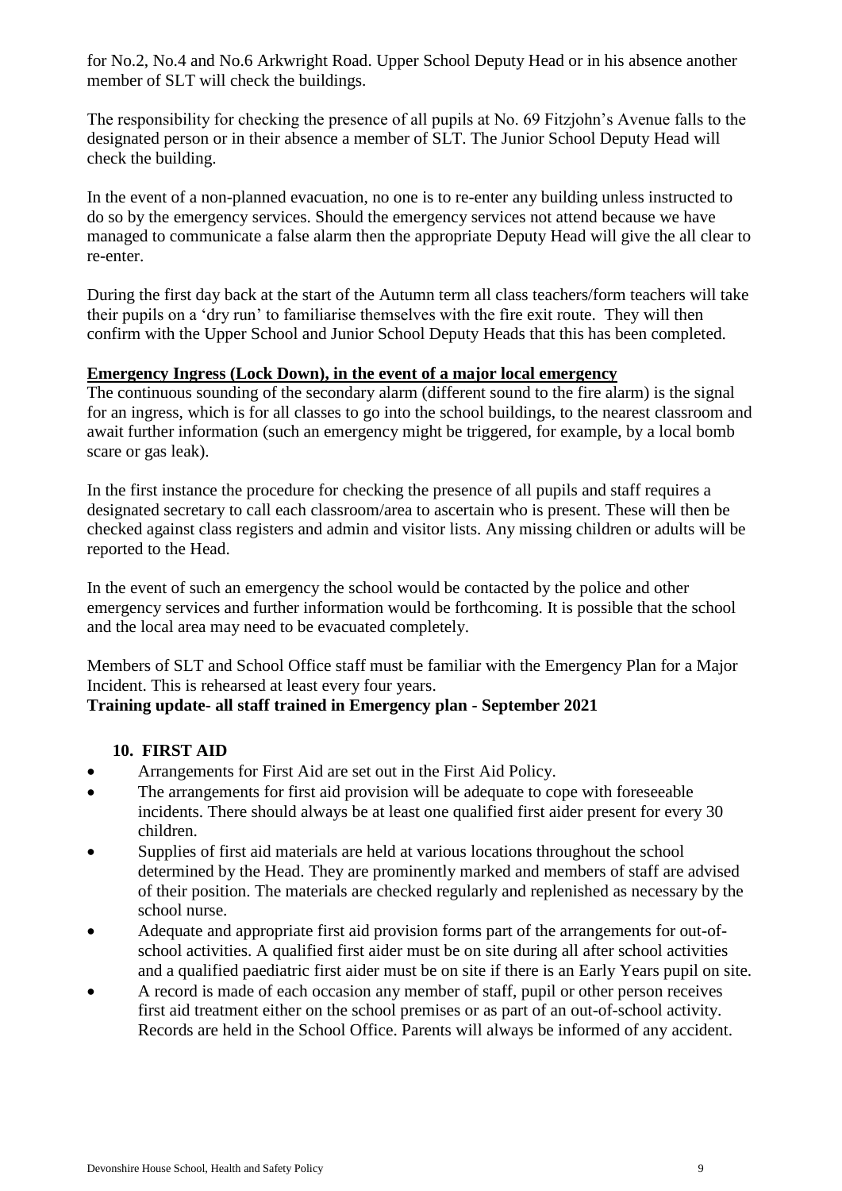for No.2, No.4 and No.6 Arkwright Road. Upper School Deputy Head or in his absence another member of SLT will check the buildings.

The responsibility for checking the presence of all pupils at No. 69 Fitzjohn's Avenue falls to the designated person or in their absence a member of SLT. The Junior School Deputy Head will check the building.

In the event of a non-planned evacuation, no one is to re-enter any building unless instructed to do so by the emergency services. Should the emergency services not attend because we have managed to communicate a false alarm then the appropriate Deputy Head will give the all clear to re-enter.

During the first day back at the start of the Autumn term all class teachers/form teachers will take their pupils on a 'dry run' to familiarise themselves with the fire exit route. They will then confirm with the Upper School and Junior School Deputy Heads that this has been completed.

**Emergency Ingress (Lock Down), in the event of a major local emergency**

The continuous sounding of the secondary alarm (different sound to the fire alarm) is the signal for an ingress, which is for all classes to go into the school buildings, to the nearest classroom and await further information (such an emergency might be triggered, for example, by a local bomb scare or gas leak).

In the first instance the procedure for checking the presence of all pupils and staff requires a designated secretary to call each classroom/area to ascertain who is present. These will then be checked against class registers and admin and visitor lists. Any missing children or adults will be reported to the Head.

In the event of such an emergency the school would be contacted by the police and other emergency services and further information would be forthcoming. It is possible that the school and the local area may need to be evacuated completely.

Members of SLT and School Office staff must be familiar with the Emergency Plan for a Major Incident. This is rehearsed at least every four years.

**Training update- all staff trained in Emergency plan - September 2021**

## 10. FIRST AID

- Arrangements for First Aid are set out in the First Aid Policy.
- The arrangements for first aid provision will be adequate to cope with foreseeable incidents. There should always be at least one qualified first aider present for every 30 children.
- Supplies of first aid materials are held at various locations throughout the school determined by the Head. They are prominently marked and members of staff are advised of their position. The materials are checked regularly and replenished as necessary by the school nurse.
- Adequate and appropriate first aid provision forms part of the arrangements for out-of-school activities. A qualified first aider must be on site during all after school activities and a qualified paediatric first aider must be on site if there is an Early Years pupil on site.
- A record is made of each occasion any member of staff, pupil or other person receives first aid treatment either on the school premises or as part of an out-of-school activity. Records are held in the School Office. Parents will always be informed of any accident.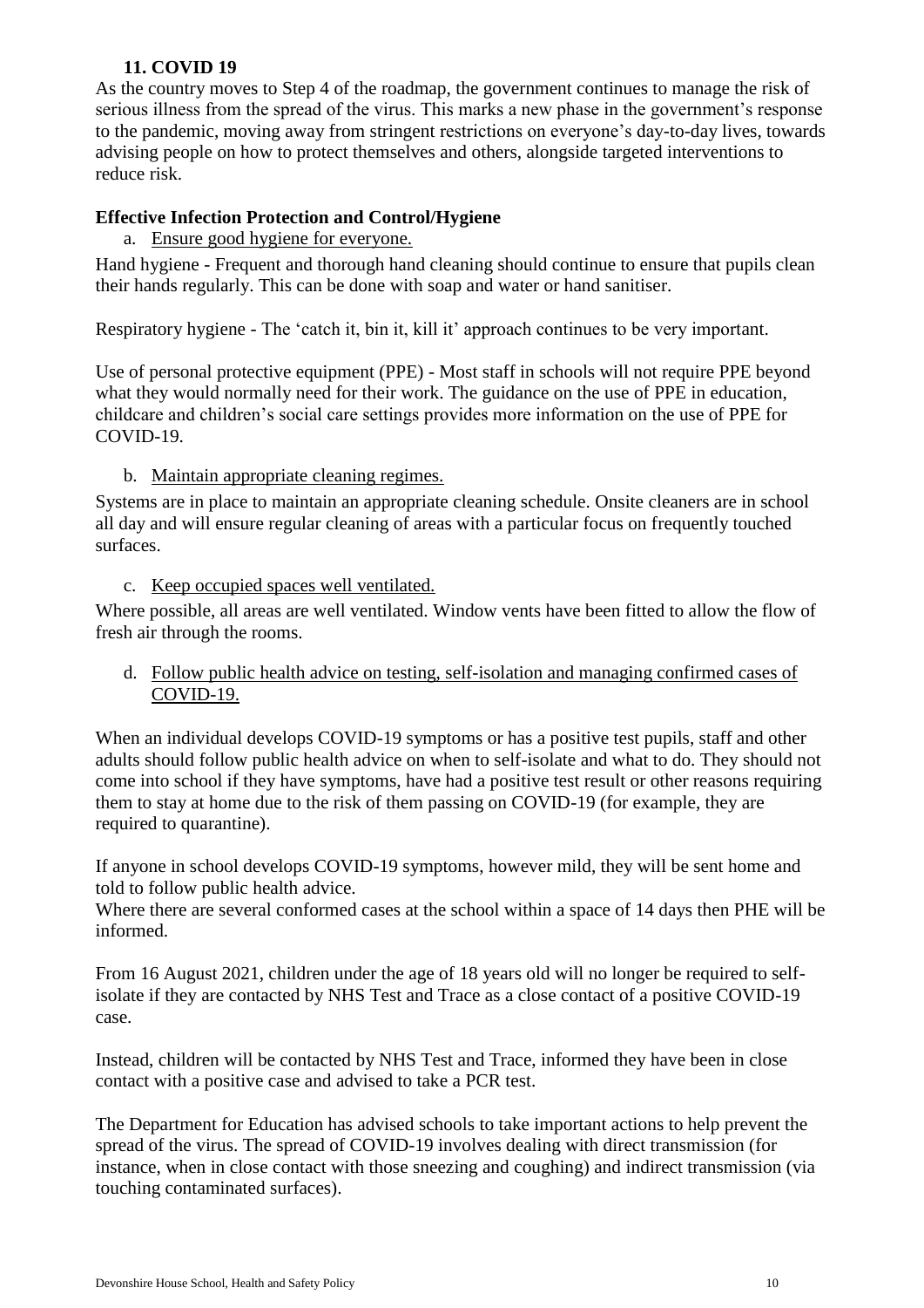## 11. COVID 19

As the country moves to Step 4 of the roadmap, the government continues to manage the risk of serious illness from the spread of the virus. This marks a new phase in the government's response to the pandemic, moving away from stringent restrictions on everyone's day-to-day lives, towards advising people on how to protect themselves and others, alongside targeted interventions to reduce risk.

### Effective Infection Protection and Control/Hygiene

a. <u>Ensure good hygiene for everyone.</u>

Hand hygiene - Frequent and thorough hand cleaning should continue to ensure that pupils clean their hands regularly. This can be done with soap and water or hand sanitiser.

Respiratory hygiene - The 'catch it, bin it, kill it' approach continues to be very important.

Use of personal protective equipment (PPE) - Most staff in schools will not require PPE beyond what they would normally need for their work. The guidance on the use of PPE in education, childcare and children's social care settings provides more information on the use of PPE for COVID-19.

b. <u>Maintain appropriate cleaning regimes.</u>

Systems are in place to maintain an appropriate cleaning schedule. Onsite cleaners are in school all day and will ensure regular cleaning of areas with a particular focus on frequently touched surfaces.

c. <u>Keep occupied spaces well ventilated.</u>

Where possible, all areas are well ventilated. Window vents have been fitted to allow the flow of fresh air through the rooms.

d. <u>Follow public health advice on testing, self-isolation and managing confirmed cases of COVID-19.</u>

When an individual develops COVID-19 symptoms or has a positive test pupils, staff and other adults should follow public health advice on when to self-isolate and what to do. They should not come into school if they have symptoms, have had a positive test result or other reasons requiring them to stay at home due to the risk of them passing on COVID-19 (for example, they are required to quarantine).

If anyone in school develops COVID-19 symptoms, however mild, they will be sent home and told to follow public health advice.
Where there are several conformed cases at the school within a space of 14 days then PHE will be informed.

From 16 August 2021, children under the age of 18 years old will no longer be required to self-isolate if they are contacted by NHS Test and Trace as a close contact of a positive COVID-19 case.

Instead, children will be contacted by NHS Test and Trace, informed they have been in close contact with a positive case and advised to take a PCR test.

The Department for Education has advised schools to take important actions to help prevent the spread of the virus. The spread of COVID-19 involves dealing with direct transmission (for instance, when in close contact with those sneezing and coughing) and indirect transmission (via touching contaminated surfaces).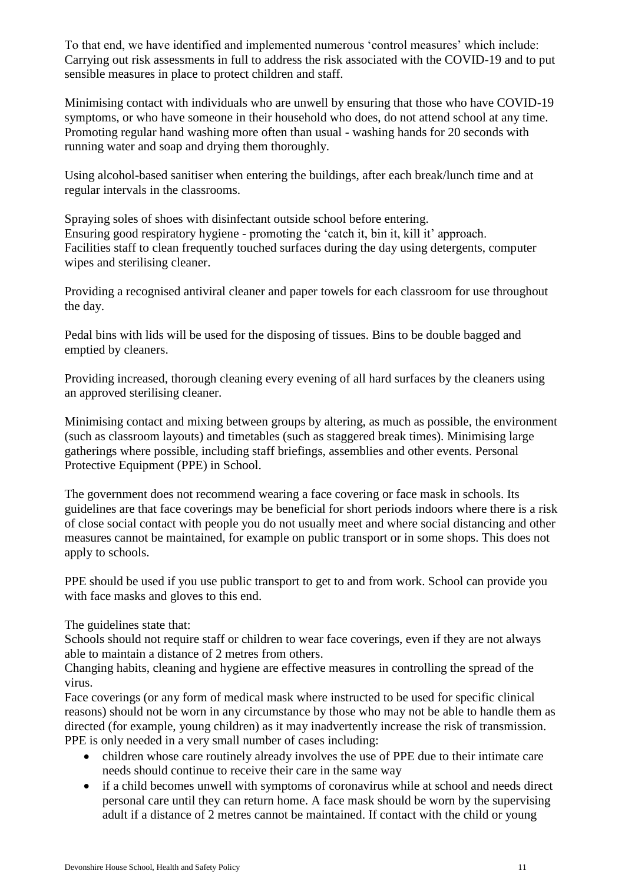To that end, we have identified and implemented numerous 'control measures' which include: Carrying out risk assessments in full to address the risk associated with the COVID-19 and to put sensible measures in place to protect children and staff.

Minimising contact with individuals who are unwell by ensuring that those who have COVID-19 symptoms, or who have someone in their household who does, do not attend school at any time. Promoting regular hand washing more often than usual - washing hands for 20 seconds with running water and soap and drying them thoroughly.

Using alcohol-based sanitiser when entering the buildings, after each break/lunch time and at regular intervals in the classrooms.

Spraying soles of shoes with disinfectant outside school before entering.
Ensuring good respiratory hygiene - promoting the 'catch it, bin it, kill it' approach.
Facilities staff to clean frequently touched surfaces during the day using detergents, computer wipes and sterilising cleaner.

Providing a recognised antiviral cleaner and paper towels for each classroom for use throughout the day.

Pedal bins with lids will be used for the disposing of tissues. Bins to be double bagged and emptied by cleaners.

Providing increased, thorough cleaning every evening of all hard surfaces by the cleaners using an approved sterilising cleaner.

Minimising contact and mixing between groups by altering, as much as possible, the environment (such as classroom layouts) and timetables (such as staggered break times). Minimising large gatherings where possible, including staff briefings, assemblies and other events. Personal Protective Equipment (PPE) in School.

The government does not recommend wearing a face covering or face mask in schools. Its guidelines are that face coverings may be beneficial for short periods indoors where there is a risk of close social contact with people you do not usually meet and where social distancing and other measures cannot be maintained, for example on public transport or in some shops. This does not apply to schools.

PPE should be used if you use public transport to get to and from work. School can provide you with face masks and gloves to this end.

The guidelines state that:
Schools should not require staff or children to wear face coverings, even if they are not always able to maintain a distance of 2 metres from others.
Changing habits, cleaning and hygiene are effective measures in controlling the spread of the virus.
Face coverings (or any form of medical mask where instructed to be used for specific clinical reasons) should not be worn in any circumstance by those who may not be able to handle them as directed (for example, young children) as it may inadvertently increase the risk of transmission.
PPE is only needed in a very small number of cases including:

- children whose care routinely already involves the use of PPE due to their intimate care needs should continue to receive their care in the same way
- if a child becomes unwell with symptoms of coronavirus while at school and needs direct personal care until they can return home. A face mask should be worn by the supervising adult if a distance of 2 metres cannot be maintained. If contact with the child or young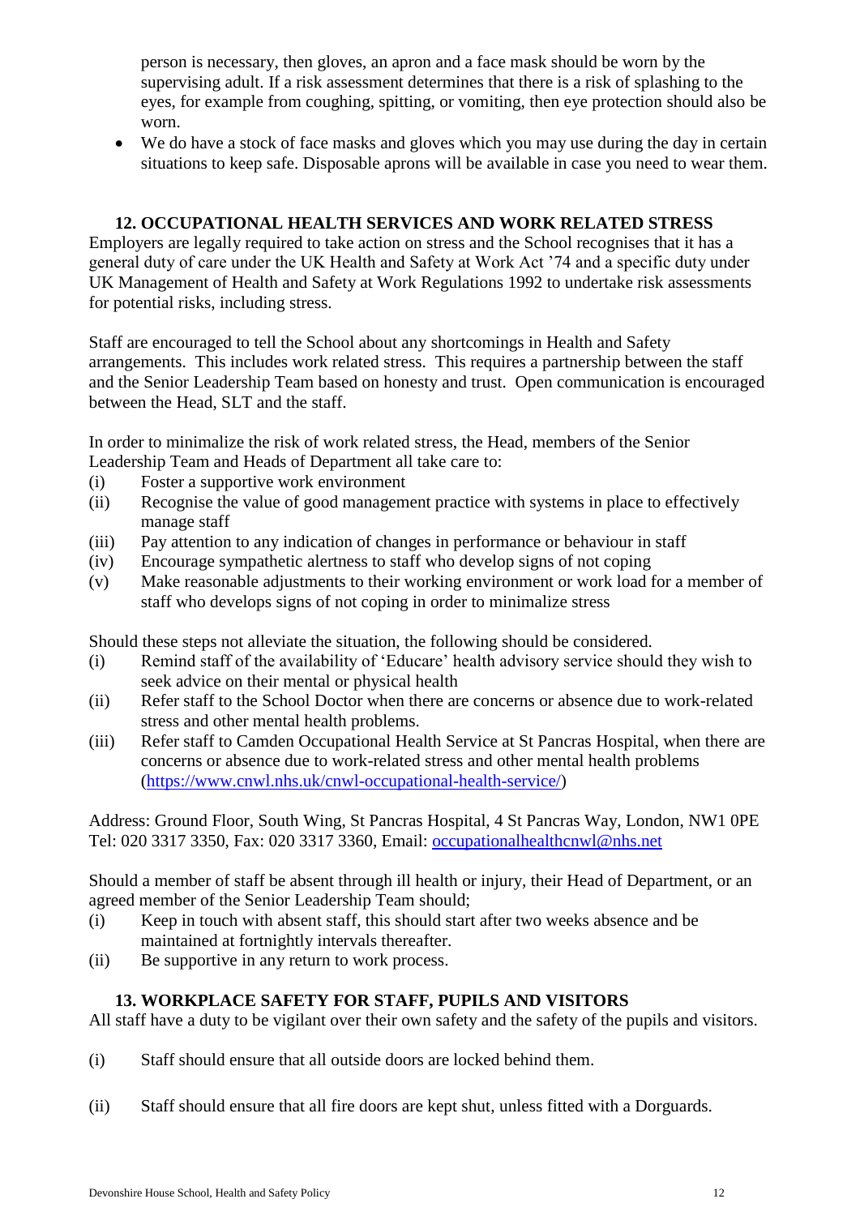person is necessary, then gloves, an apron and a face mask should be worn by the supervising adult. If a risk assessment determines that there is a risk of splashing to the eyes, for example from coughing, spitting, or vomiting, then eye protection should also be worn.

- We do have a stock of face masks and gloves which you may use during the day in certain situations to keep safe. Disposable aprons will be available in case you need to wear them.

## 12. OCCUPATIONAL HEALTH SERVICES AND WORK RELATED STRESS

Employers are legally required to take action on stress and the School recognises that it has a general duty of care under the UK Health and Safety at Work Act '74 and a specific duty under UK Management of Health and Safety at Work Regulations 1992 to undertake risk assessments for potential risks, including stress.

Staff are encouraged to tell the School about any shortcomings in Health and Safety arrangements. This includes work related stress. This requires a partnership between the staff and the Senior Leadership Team based on honesty and trust. Open communication is encouraged between the Head, SLT and the staff.

In order to minimalize the risk of work related stress, the Head, members of the Senior Leadership Team and Heads of Department all take care to:

(i) Foster a supportive work environment
(ii) Recognise the value of good management practice with systems in place to effectively manage staff
(iii) Pay attention to any indication of changes in performance or behaviour in staff
(iv) Encourage sympathetic alertness to staff who develop signs of not coping
(v) Make reasonable adjustments to their working environment or work load for a member of staff who develops signs of not coping in order to minimalize stress

Should these steps not alleviate the situation, the following should be considered.

(i) Remind staff of the availability of 'Educare' health advisory service should they wish to seek advice on their mental or physical health
(ii) Refer staff to the School Doctor when there are concerns or absence due to work-related stress and other mental health problems.
(iii) Refer staff to Camden Occupational Health Service at St Pancras Hospital, when there are concerns or absence due to work-related stress and other mental health problems (https://www.cnwl.nhs.uk/cnwl-occupational-health-service/)

Address: Ground Floor, South Wing, St Pancras Hospital, 4 St Pancras Way, London, NW1 0PE
Tel: 020 3317 3350, Fax: 020 3317 3360, Email: occupationalhealthcnwl@nhs.net

Should a member of staff be absent through ill health or injury, their Head of Department, or an agreed member of the Senior Leadership Team should;

(i) Keep in touch with absent staff, this should start after two weeks absence and be maintained at fortnightly intervals thereafter.
(ii) Be supportive in any return to work process.

## 13. WORKPLACE SAFETY FOR STAFF, PUPILS AND VISITORS

All staff have a duty to be vigilant over their own safety and the safety of the pupils and visitors.

(i) Staff should ensure that all outside doors are locked behind them.

(ii) Staff should ensure that all fire doors are kept shut, unless fitted with a Dorguards.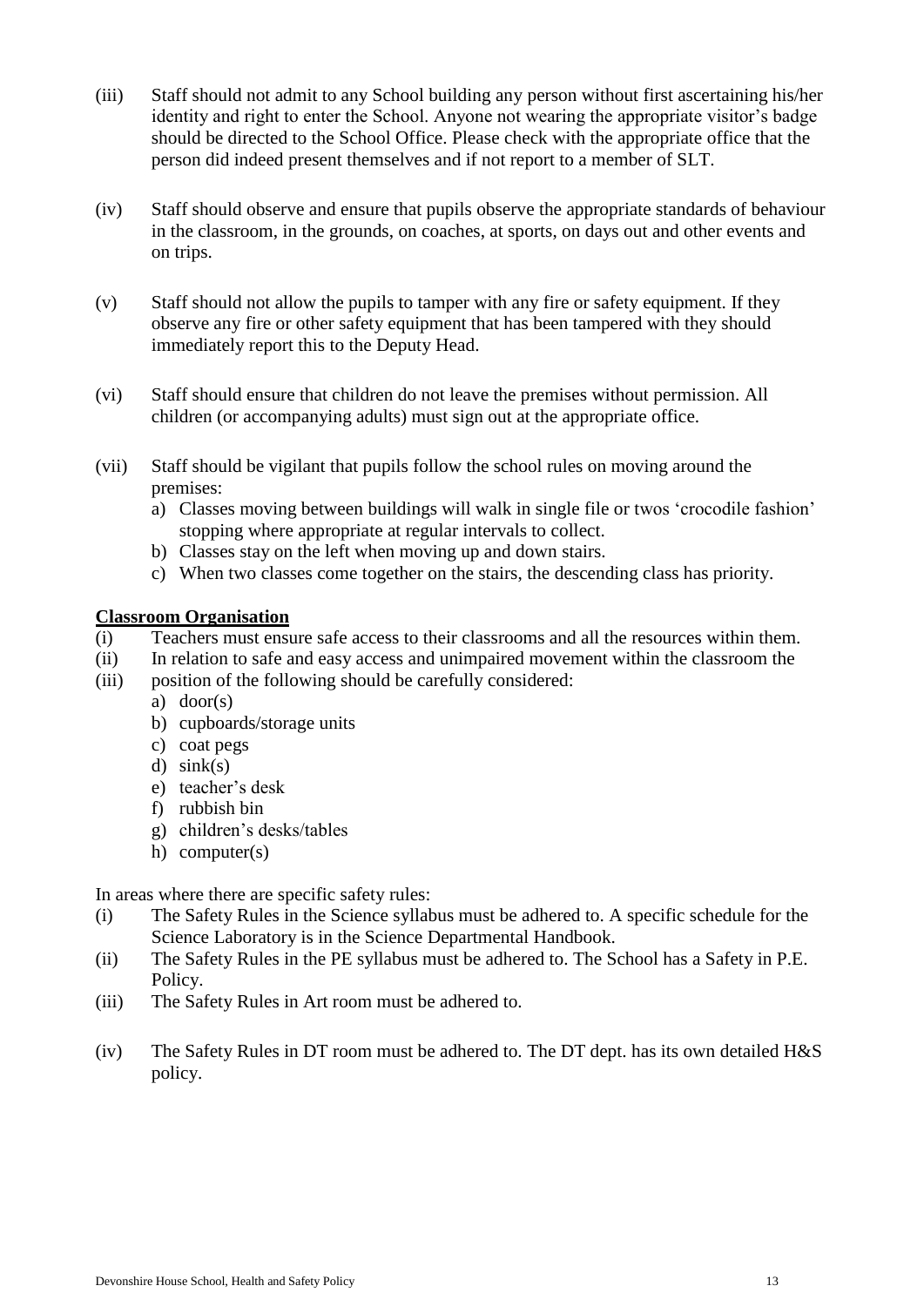(iii) Staff should not admit to any School building any person without first ascertaining his/her identity and right to enter the School. Anyone not wearing the appropriate visitor's badge should be directed to the School Office. Please check with the appropriate office that the person did indeed present themselves and if not report to a member of SLT.

(iv) Staff should observe and ensure that pupils observe the appropriate standards of behaviour in the classroom, in the grounds, on coaches, at sports, on days out and other events and on trips.

(v) Staff should not allow the pupils to tamper with any fire or safety equipment. If they observe any fire or other safety equipment that has been tampered with they should immediately report this to the Deputy Head.

(vi) Staff should ensure that children do not leave the premises without permission. All children (or accompanying adults) must sign out at the appropriate office.

(vii) Staff should be vigilant that pupils follow the school rules on moving around the premises:
   a) Classes moving between buildings will walk in single file or twos 'crocodile fashion' stopping where appropriate at regular intervals to collect.
   b) Classes stay on the left when moving up and down stairs.
   c) When two classes come together on the stairs, the descending class has priority.

**Classroom Organisation**

(i) Teachers must ensure safe access to their classrooms and all the resources within them.
(ii) In relation to safe and easy access and unimpaired movement within the classroom the
(iii) position of the following should be carefully considered:
   a) door(s)
   b) cupboards/storage units
   c) coat pegs
   d) sink(s)
   e) teacher's desk
   f) rubbish bin
   g) children's desks/tables
   h) computer(s)

In areas where there are specific safety rules:

(i) The Safety Rules in the Science syllabus must be adhered to. A specific schedule for the Science Laboratory is in the Science Departmental Handbook.
(ii) The Safety Rules in the PE syllabus must be adhered to. The School has a Safety in P.E. Policy.
(iii) The Safety Rules in Art room must be adhered to.

(iv) The Safety Rules in DT room must be adhered to. The DT dept. has its own detailed H&S policy.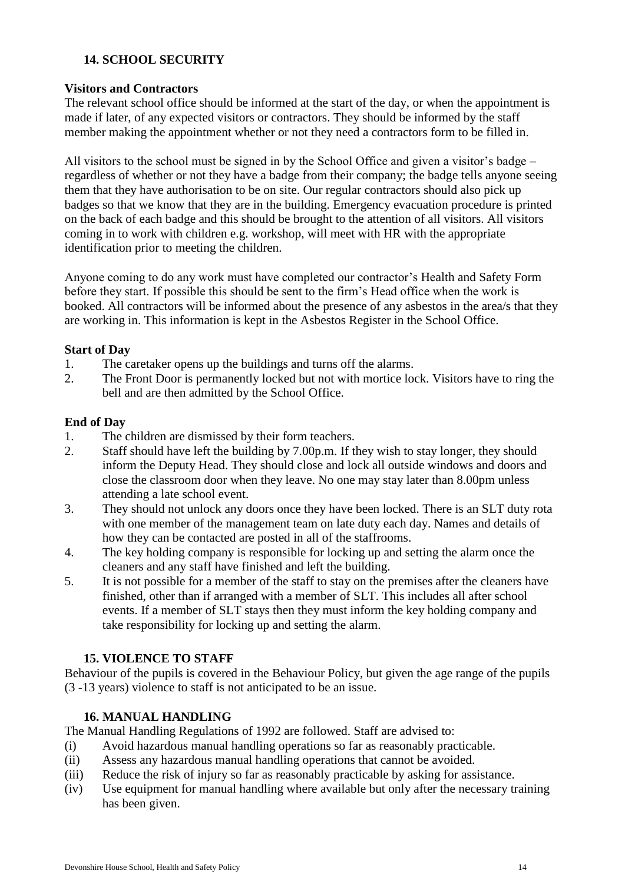## 14. SCHOOL SECURITY

### Visitors and Contractors

The relevant school office should be informed at the start of the day, or when the appointment is made if later, of any expected visitors or contractors. They should be informed by the staff member making the appointment whether or not they need a contractors form to be filled in.

All visitors to the school must be signed in by the School Office and given a visitor's badge – regardless of whether or not they have a badge from their company; the badge tells anyone seeing them that they have authorisation to be on site. Our regular contractors should also pick up badges so that we know that they are in the building. Emergency evacuation procedure is printed on the back of each badge and this should be brought to the attention of all visitors. All visitors coming in to work with children e.g. workshop, will meet with HR with the appropriate identification prior to meeting the children.

Anyone coming to do any work must have completed our contractor's Health and Safety Form before they start. If possible this should be sent to the firm's Head office when the work is booked. All contractors will be informed about the presence of any asbestos in the area/s that they are working in. This information is kept in the Asbestos Register in the School Office.

### Start of Day

1. The caretaker opens up the buildings and turns off the alarms.
2. The Front Door is permanently locked but not with mortice lock. Visitors have to ring the bell and are then admitted by the School Office.

### End of Day

1. The children are dismissed by their form teachers.
2. Staff should have left the building by 7.00p.m. If they wish to stay longer, they should inform the Deputy Head. They should close and lock all outside windows and doors and close the classroom door when they leave. No one may stay later than 8.00pm unless attending a late school event.
3. They should not unlock any doors once they have been locked. There is an SLT duty rota with one member of the management team on late duty each day. Names and details of how they can be contacted are posted in all of the staffrooms.
4. The key holding company is responsible for locking up and setting the alarm once the cleaners and any staff have finished and left the building.
5. It is not possible for a member of the staff to stay on the premises after the cleaners have finished, other than if arranged with a member of SLT. This includes all after school events. If a member of SLT stays then they must inform the key holding company and take responsibility for locking up and setting the alarm.

## 15. VIOLENCE TO STAFF

Behaviour of the pupils is covered in the Behaviour Policy, but given the age range of the pupils (3 -13 years) violence to staff is not anticipated to be an issue.

## 16. MANUAL HANDLING

The Manual Handling Regulations of 1992 are followed. Staff are advised to:

(i) Avoid hazardous manual handling operations so far as reasonably practicable.
(ii) Assess any hazardous manual handling operations that cannot be avoided.
(iii) Reduce the risk of injury so far as reasonably practicable by asking for assistance.
(iv) Use equipment for manual handling where available but only after the necessary training has been given.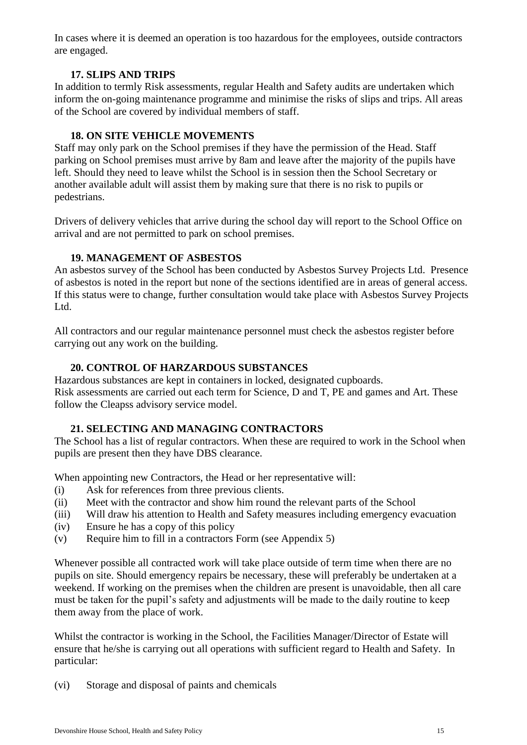In cases where it is deemed an operation is too hazardous for the employees, outside contractors are engaged.

## 17. SLIPS AND TRIPS

In addition to termly Risk assessments, regular Health and Safety audits are undertaken which inform the on-going maintenance programme and minimise the risks of slips and trips. All areas of the School are covered by individual members of staff.

## 18. ON SITE VEHICLE MOVEMENTS

Staff may only park on the School premises if they have the permission of the Head. Staff parking on School premises must arrive by 8am and leave after the majority of the pupils have left. Should they need to leave whilst the School is in session then the School Secretary or another available adult will assist them by making sure that there is no risk to pupils or pedestrians.

Drivers of delivery vehicles that arrive during the school day will report to the School Office on arrival and are not permitted to park on school premises.

## 19. MANAGEMENT OF ASBESTOS

An asbestos survey of the School has been conducted by Asbestos Survey Projects Ltd. Presence of asbestos is noted in the report but none of the sections identified are in areas of general access. If this status were to change, further consultation would take place with Asbestos Survey Projects Ltd.

All contractors and our regular maintenance personnel must check the asbestos register before carrying out any work on the building.

## 20. CONTROL OF HARZARDOUS SUBSTANCES

Hazardous substances are kept in containers in locked, designated cupboards.
Risk assessments are carried out each term for Science, D and T, PE and games and Art. These follow the Cleapss advisory service model.

## 21. SELECTING AND MANAGING CONTRACTORS

The School has a list of regular contractors. When these are required to work in the School when pupils are present then they have DBS clearance.

When appointing new Contractors, the Head or her representative will:

(i) Ask for references from three previous clients.
(ii) Meet with the contractor and show him round the relevant parts of the School
(iii) Will draw his attention to Health and Safety measures including emergency evacuation
(iv) Ensure he has a copy of this policy
(v) Require him to fill in a contractors Form (see Appendix 5)

Whenever possible all contracted work will take place outside of term time when there are no pupils on site. Should emergency repairs be necessary, these will preferably be undertaken at a weekend. If working on the premises when the children are present is unavoidable, then all care must be taken for the pupil's safety and adjustments will be made to the daily routine to keep them away from the place of work.

Whilst the contractor is working in the School, the Facilities Manager/Director of Estate will ensure that he/she is carrying out all operations with sufficient regard to Health and Safety. In particular:

(vi) Storage and disposal of paints and chemicals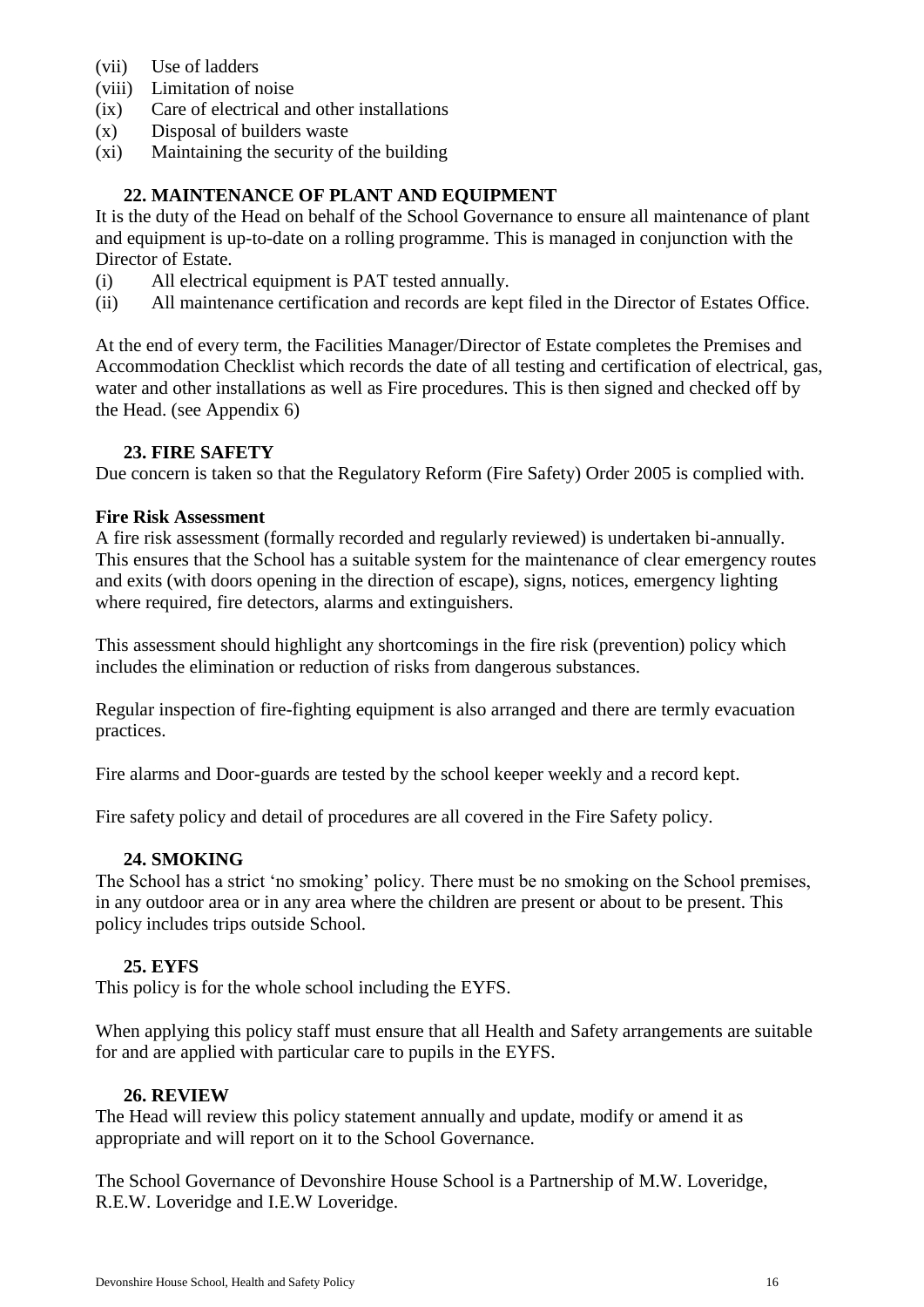(vii) Use of ladders
(viii) Limitation of noise
(ix) Care of electrical and other installations
(x) Disposal of builders waste
(xi) Maintaining the security of the building

## 22. MAINTENANCE OF PLANT AND EQUIPMENT

It is the duty of the Head on behalf of the School Governance to ensure all maintenance of plant and equipment is up-to-date on a rolling programme. This is managed in conjunction with the Director of Estate.

(i) All electrical equipment is PAT tested annually.
(ii) All maintenance certification and records are kept filed in the Director of Estates Office.

At the end of every term, the Facilities Manager/Director of Estate completes the Premises and Accommodation Checklist which records the date of all testing and certification of electrical, gas, water and other installations as well as Fire procedures. This is then signed and checked off by the Head. (see Appendix 6)

## 23. FIRE SAFETY

Due concern is taken so that the Regulatory Reform (Fire Safety) Order 2005 is complied with.

**Fire Risk Assessment**

A fire risk assessment (formally recorded and regularly reviewed) is undertaken bi-annually. This ensures that the School has a suitable system for the maintenance of clear emergency routes and exits (with doors opening in the direction of escape), signs, notices, emergency lighting where required, fire detectors, alarms and extinguishers.

This assessment should highlight any shortcomings in the fire risk (prevention) policy which includes the elimination or reduction of risks from dangerous substances.

Regular inspection of fire-fighting equipment is also arranged and there are termly evacuation practices.

Fire alarms and Door-guards are tested by the school keeper weekly and a record kept.

Fire safety policy and detail of procedures are all covered in the Fire Safety policy.

## 24. SMOKING

The School has a strict 'no smoking' policy. There must be no smoking on the School premises, in any outdoor area or in any area where the children are present or about to be present. This policy includes trips outside School.

## 25. EYFS

This policy is for the whole school including the EYFS.

When applying this policy staff must ensure that all Health and Safety arrangements are suitable for and are applied with particular care to pupils in the EYFS.

## 26. REVIEW

The Head will review this policy statement annually and update, modify or amend it as appropriate and will report on it to the School Governance.

The School Governance of Devonshire House School is a Partnership of M.W. Loveridge, R.E.W. Loveridge and I.E.W Loveridge.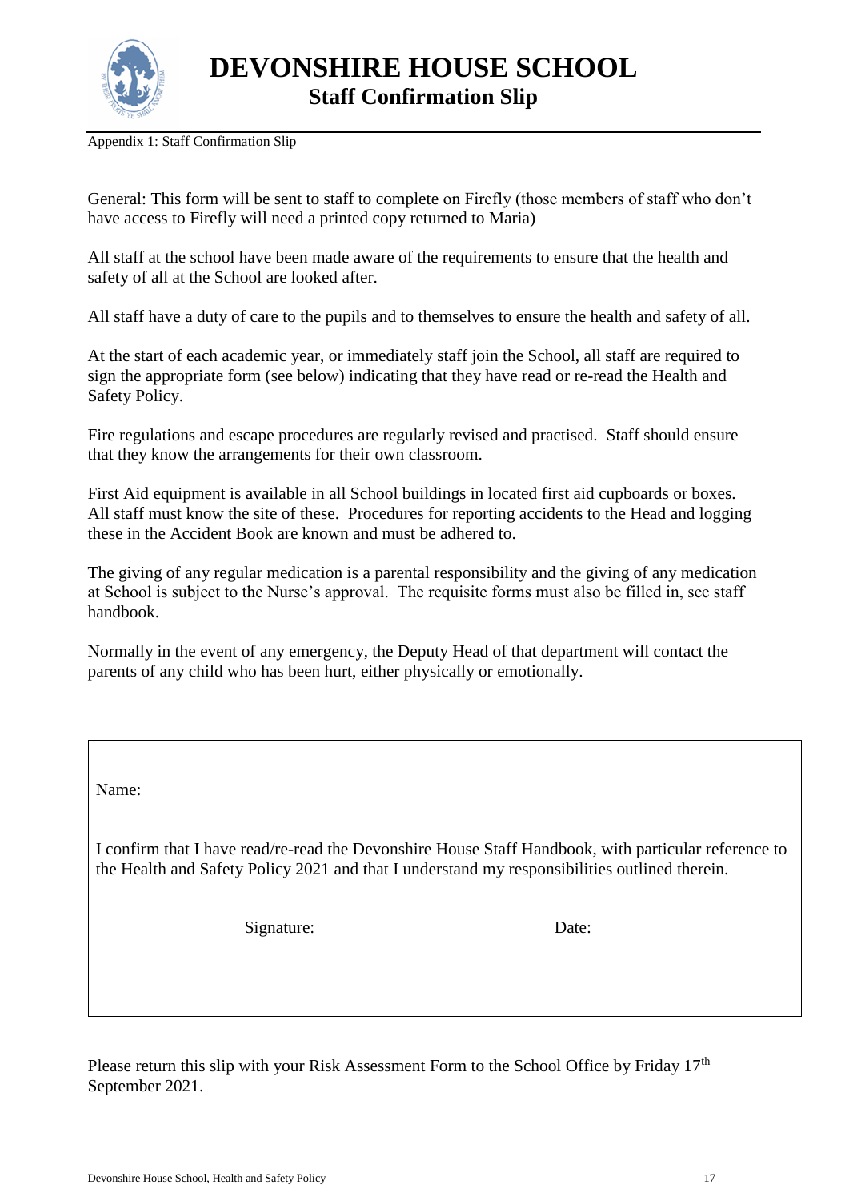# DEVONSHIRE HOUSE SCHOOL

## Staff Confirmation Slip

Appendix 1: Staff Confirmation Slip

General: This form will be sent to staff to complete on Firefly (those members of staff who don't have access to Firefly will need a printed copy returned to Maria)

All staff at the school have been made aware of the requirements to ensure that the health and safety of all at the School are looked after.

All staff have a duty of care to the pupils and to themselves to ensure the health and safety of all.

At the start of each academic year, or immediately staff join the School, all staff are required to sign the appropriate form (see below) indicating that they have read or re-read the Health and Safety Policy.

Fire regulations and escape procedures are regularly revised and practised. Staff should ensure that they know the arrangements for their own classroom.

First Aid equipment is available in all School buildings in located first aid cupboards or boxes. All staff must know the site of these. Procedures for reporting accidents to the Head and logging these in the Accident Book are known and must be adhered to.

The giving of any regular medication is a parental responsibility and the giving of any medication at School is subject to the Nurse's approval. The requisite forms must also be filled in, see staff handbook.

Normally in the event of any emergency, the Deputy Head of that department will contact the parents of any child who has been hurt, either physically or emotionally.

---

Name:

I confirm that I have read/re-read the Devonshire House Staff Handbook, with particular reference to the Health and Safety Policy 2021 and that I understand my responsibilities outlined therein.

Signature: Date:

---

Please return this slip with your Risk Assessment Form to the School Office by Friday 17th September 2021.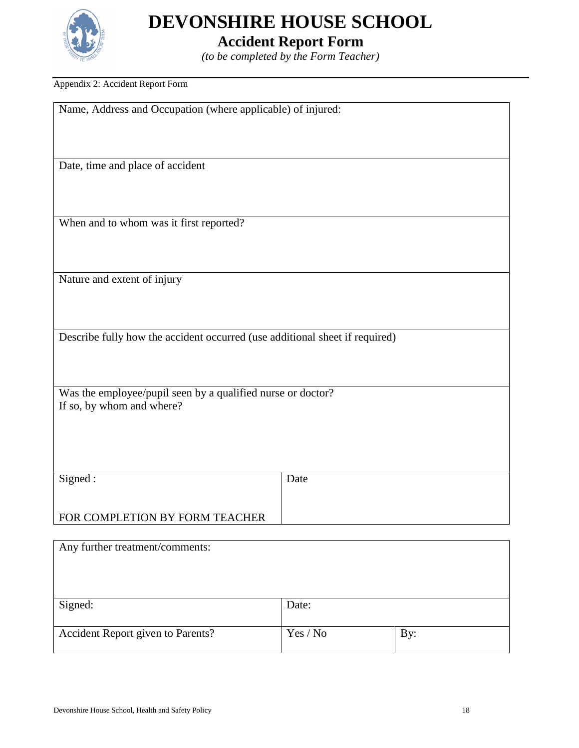# DEVONSHIRE HOUSE SCHOOL

## Accident Report Form

*(to be completed by the Form Teacher)*

Appendix 2: Accident Report Form

| Name, Address and Occupation (where applicable) of injured: | |
|---|---|
| Date, time and place of accident | |
| When and to whom was it first reported? | |
| Nature and extent of injury | |
| Describe fully how the accident occurred (use additional sheet if required) | |
| Was the employee/pupil seen by a qualified nurse or doctor?<br>If so, by whom and where? | |
| Signed :<br><br>FOR COMPLETION BY FORM TEACHER | Date |

| Any further treatment/comments: | | |
|---|---|---|
| Signed: | Date: | |
| Accident Report given to Parents? | Yes / No | By: |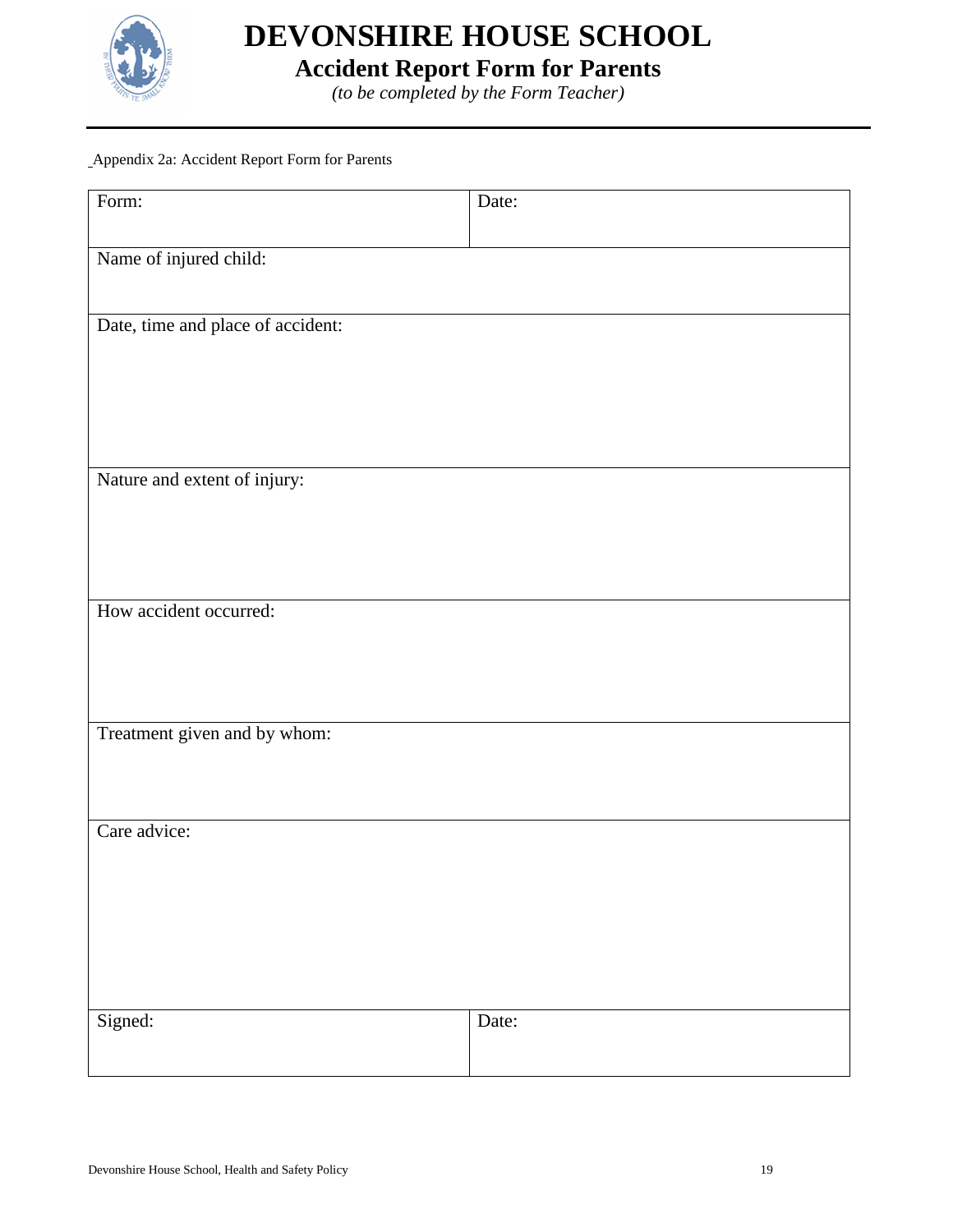# DEVONSHIRE HOUSE SCHOOL

## Accident Report Form for Parents

*(to be completed by the Form Teacher)*

Appendix 2a: Accident Report Form for Parents

| Form: | Date: |
|---|---|
| Name of injured child: | |
| Date, time and place of accident: | |
| Nature and extent of injury: | |
| How accident occurred: | |
| Treatment given and by whom: | |
| Care advice: | |
| Signed: | Date: |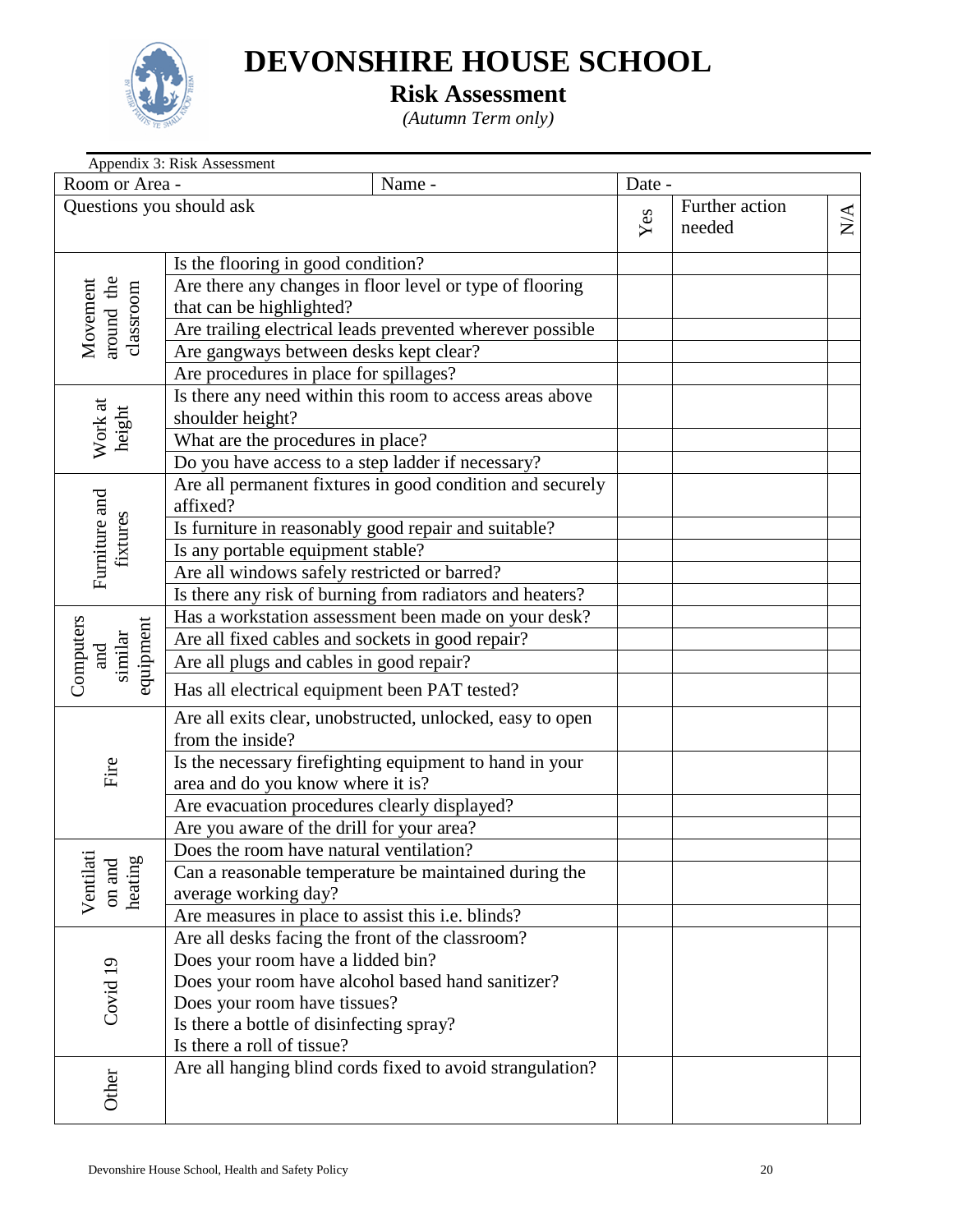# DEVONSHIRE HOUSE SCHOOL

## Risk Assessment

*(Autumn Term only)*

Appendix 3: Risk Assessment

| Room or Area - | Name - | Date - | | |
|---|---|---|---|---|
| Questions you should ask | | Yes | Further action needed | N/A |
| Movement around the classroom | Is the flooring in good condition? | | | |
| | Are there any changes in floor level or type of flooring that can be highlighted? | | | |
| | Are trailing electrical leads prevented wherever possible | | | |
| | Are gangways between desks kept clear? | | | |
| | Are procedures in place for spillages? | | | |
| Work at height | Is there any need within this room to access areas above shoulder height? | | | |
| | What are the procedures in place? | | | |
| | Do you have access to a step ladder if necessary? | | | |
| Furniture and fixtures | Are all permanent fixtures in good condition and securely affixed? | | | |
| | Is furniture in reasonably good repair and suitable? | | | |
| | Is any portable equipment stable? | | | |
| | Are all windows safely restricted or barred? | | | |
| | Is there any risk of burning from radiators and heaters? | | | |
| Computers and similar equipment | Has a workstation assessment been made on your desk? | | | |
| | Are all fixed cables and sockets in good repair? | | | |
| | Are all plugs and cables in good repair? | | | |
| | Has all electrical equipment been PAT tested? | | | |
| Fire | Are all exits clear, unobstructed, unlocked, easy to open from the inside? | | | |
| | Is the necessary firefighting equipment to hand in your area and do you know where it is? | | | |
| | Are evacuation procedures clearly displayed? | | | |
| | Are you aware of the drill for your area? | | | |
| Ventilation and heating | Does the room have natural ventilation? | | | |
| | Can a reasonable temperature be maintained during the average working day? | | | |
| | Are measures in place to assist this i.e. blinds? | | | |
| Covid 19 | Are all desks facing the front of the classroom?<br>Does your room have a lidded bin?<br>Does your room have alcohol based hand sanitizer?<br>Does your room have tissues?<br>Is there a bottle of disinfecting spray?<br>Is there a roll of tissue? | | | |
| Other | Are all hanging blind cords fixed to avoid strangulation? | | | |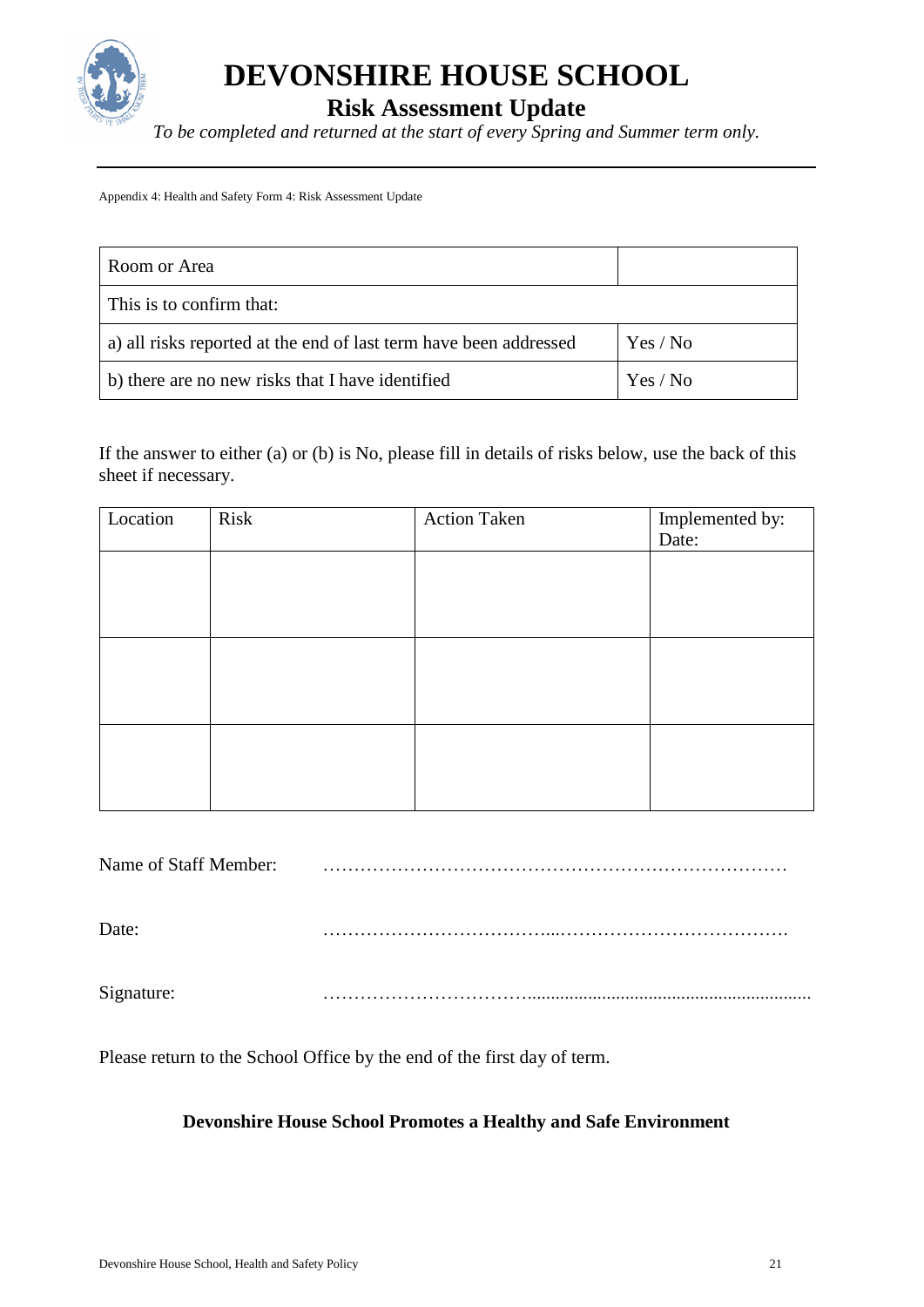# DEVONSHIRE HOUSE SCHOOL

## Risk Assessment Update

*To be completed and returned at the start of every Spring and Summer term only.*

Appendix 4: Health and Safety Form 4: Risk Assessment Update

| Room or Area | |
|---|---|
| This is to confirm that: | |
| a) all risks reported at the end of last term have been addressed | Yes / No |
| b) there are no new risks that I have identified | Yes / No |

If the answer to either (a) or (b) is No, please fill in details of risks below, use the back of this sheet if necessary.

| Location | Risk | Action Taken | Implemented by: Date: |
|---|---|---|---|
| | | | |
| | | | |
| | | | |

Name of Staff Member: ……………………………………………………………………

Date: ……………………………………………………………………

Signature: ……………………………………………………………………

Please return to the School Office by the end of the first day of term.

**Devonshire House School Promotes a Healthy and Safe Environment**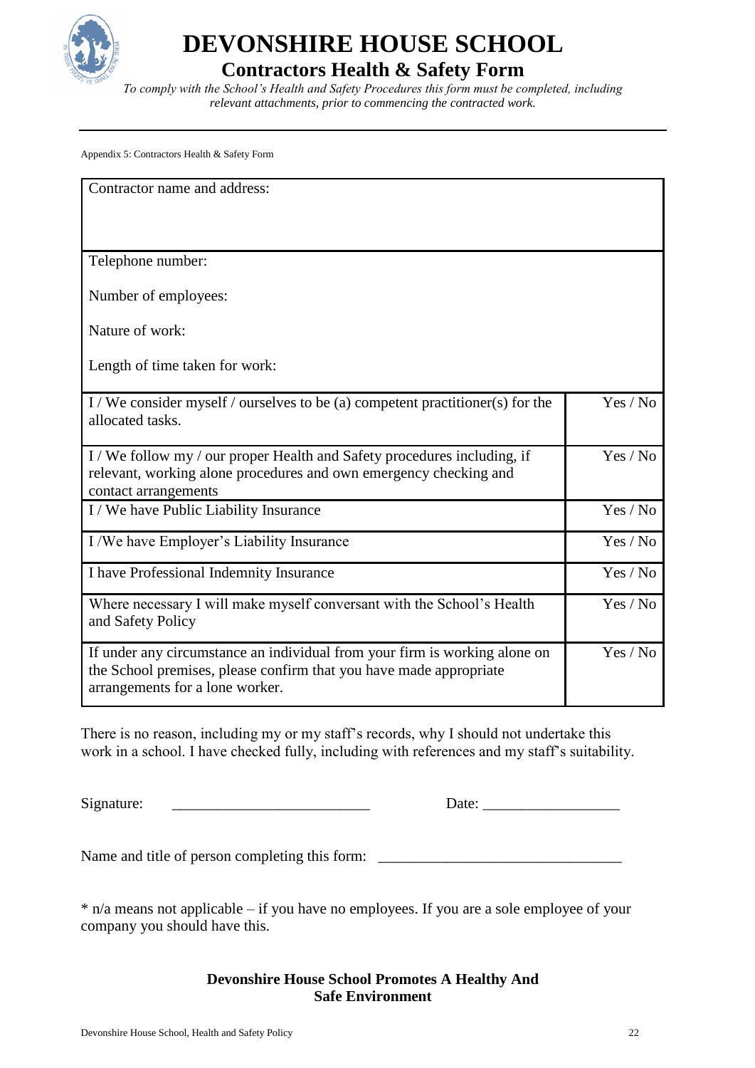# DEVONSHIRE HOUSE SCHOOL

## Contractors Health & Safety Form

*To comply with the School's Health and Safety Procedures this form must be completed, including relevant attachments, prior to commencing the contracted work.*

Appendix 5: Contractors Health & Safety Form

| | |
|---|---|
| Contractor name and address: | |
| Telephone number:<br><br>Number of employees:<br><br>Nature of work:<br><br>Length of time taken for work: | |
| I / We consider myself / ourselves to be (a) competent practitioner(s) for the allocated tasks. | Yes / No |
| I / We follow my / our proper Health and Safety procedures including, if relevant, working alone procedures and own emergency checking and contact arrangements | Yes / No |
| I / We have Public Liability Insurance | Yes / No |
| I /We have Employer's Liability Insurance | Yes / No |
| I have Professional Indemnity Insurance | Yes / No |
| Where necessary I will make myself conversant with the School's Health and Safety Policy | Yes / No |
| If under any circumstance an individual from your firm is working alone on the School premises, please confirm that you have made appropriate arrangements for a lone worker. | Yes / No |

There is no reason, including my or my staff's records, why I should not undertake this work in a school. I have checked fully, including with references and my staff's suitability.

Signature: __________________________ Date: __________________

Name and title of person completing this form: ________________________________

* n/a means not applicable – if you have no employees. If you are a sole employee of your company you should have this.

**Devonshire House School Promotes A Healthy And Safe Environment**